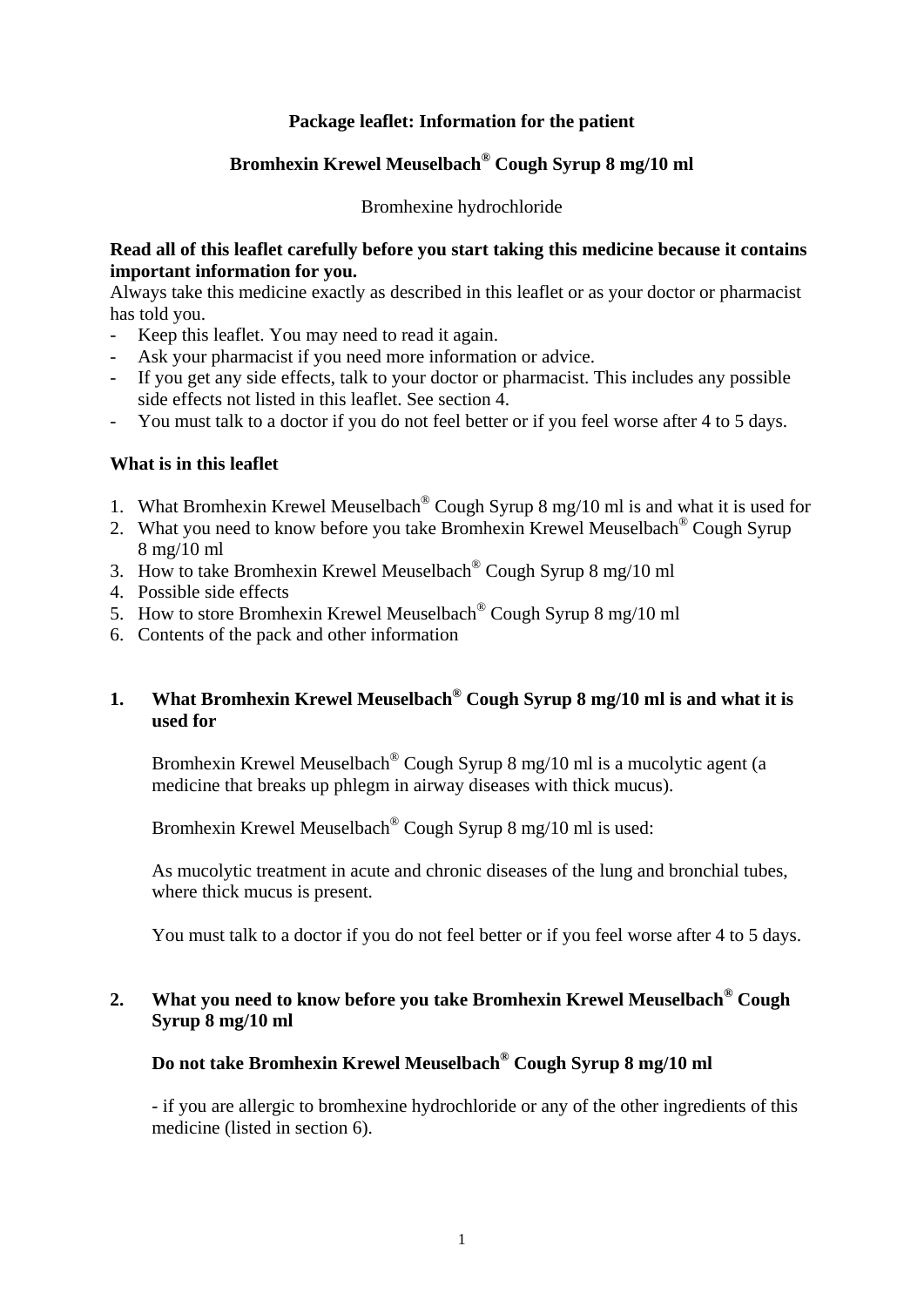# Package leaflet: Information for the patient

## Bromhexin Krewel Meuselbach® Cough Syrup 8 mg/10 ml

Bromhexine hydrochloride

**Read all of this leaflet carefully before you start taking this medicine because it contains important information for you.**
Always take this medicine exactly as described in this leaflet or as your doctor or pharmacist has told you.

- Keep this leaflet. You may need to read it again.
- Ask your pharmacist if you need more information or advice.
- If you get any side effects, talk to your doctor or pharmacist. This includes any possible side effects not listed in this leaflet. See section 4.
- You must talk to a doctor if you do not feel better or if you feel worse after 4 to 5 days.

**What is in this leaflet**

1. What Bromhexin Krewel Meuselbach® Cough Syrup 8 mg/10 ml is and what it is used for
2. What you need to know before you take Bromhexin Krewel Meuselbach® Cough Syrup 8 mg/10 ml
3. How to take Bromhexin Krewel Meuselbach® Cough Syrup 8 mg/10 ml
4. Possible side effects
5. How to store Bromhexin Krewel Meuselbach® Cough Syrup 8 mg/10 ml
6. Contents of the pack and other information

## 1. What Bromhexin Krewel Meuselbach® Cough Syrup 8 mg/10 ml is and what it is used for

Bromhexin Krewel Meuselbach® Cough Syrup 8 mg/10 ml is a mucolytic agent (a medicine that breaks up phlegm in airway diseases with thick mucus).

Bromhexin Krewel Meuselbach® Cough Syrup 8 mg/10 ml is used:

As mucolytic treatment in acute and chronic diseases of the lung and bronchial tubes, where thick mucus is present.

You must talk to a doctor if you do not feel better or if you feel worse after 4 to 5 days.

## 2. What you need to know before you take Bromhexin Krewel Meuselbach® Cough Syrup 8 mg/10 ml

### Do not take Bromhexin Krewel Meuselbach® Cough Syrup 8 mg/10 ml

- if you are allergic to bromhexine hydrochloride or any of the other ingredients of this medicine (listed in section 6).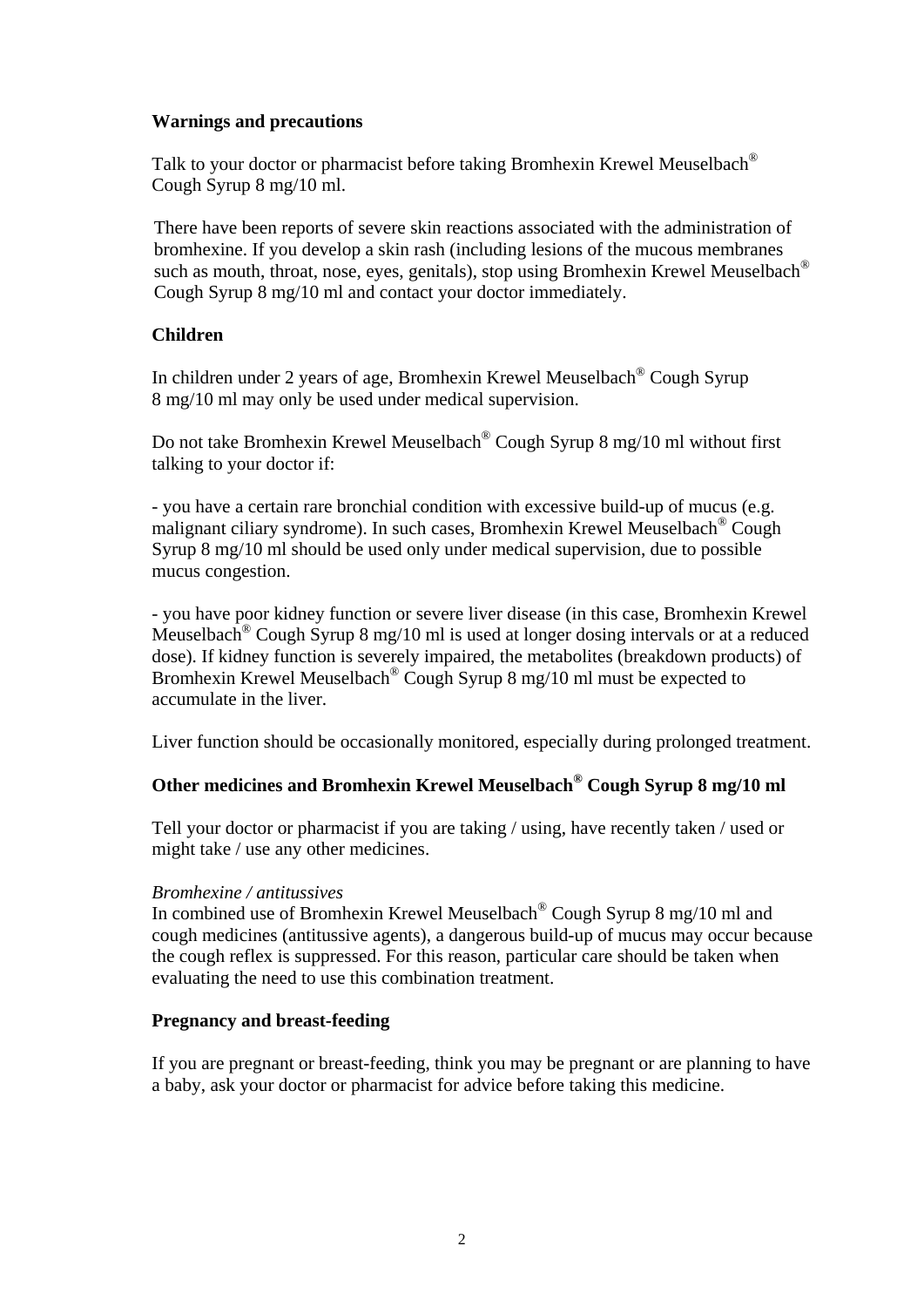## Warnings and precautions

Talk to your doctor or pharmacist before taking Bromhexin Krewel Meuselbach® Cough Syrup 8 mg/10 ml.

There have been reports of severe skin reactions associated with the administration of bromhexine. If you develop a skin rash (including lesions of the mucous membranes such as mouth, throat, nose, eyes, genitals), stop using Bromhexin Krewel Meuselbach® Cough Syrup 8 mg/10 ml and contact your doctor immediately.

## Children

In children under 2 years of age, Bromhexin Krewel Meuselbach® Cough Syrup 8 mg/10 ml may only be used under medical supervision.

Do not take Bromhexin Krewel Meuselbach® Cough Syrup 8 mg/10 ml without first talking to your doctor if:

- you have a certain rare bronchial condition with excessive build-up of mucus (e.g. malignant ciliary syndrome). In such cases, Bromhexin Krewel Meuselbach® Cough Syrup 8 mg/10 ml should be used only under medical supervision, due to possible mucus congestion.

- you have poor kidney function or severe liver disease (in this case, Bromhexin Krewel Meuselbach® Cough Syrup 8 mg/10 ml is used at longer dosing intervals or at a reduced dose). If kidney function is severely impaired, the metabolites (breakdown products) of Bromhexin Krewel Meuselbach® Cough Syrup 8 mg/10 ml must be expected to accumulate in the liver.

Liver function should be occasionally monitored, especially during prolonged treatment.

## Other medicines and Bromhexin Krewel Meuselbach® Cough Syrup 8 mg/10 ml

Tell your doctor or pharmacist if you are taking / using, have recently taken / used or might take / use any other medicines.

*Bromhexine / antitussives*
In combined use of Bromhexin Krewel Meuselbach® Cough Syrup 8 mg/10 ml and cough medicines (antitussive agents), a dangerous build-up of mucus may occur because the cough reflex is suppressed. For this reason, particular care should be taken when evaluating the need to use this combination treatment.

## Pregnancy and breast-feeding

If you are pregnant or breast-feeding, think you may be pregnant or are planning to have a baby, ask your doctor or pharmacist for advice before taking this medicine.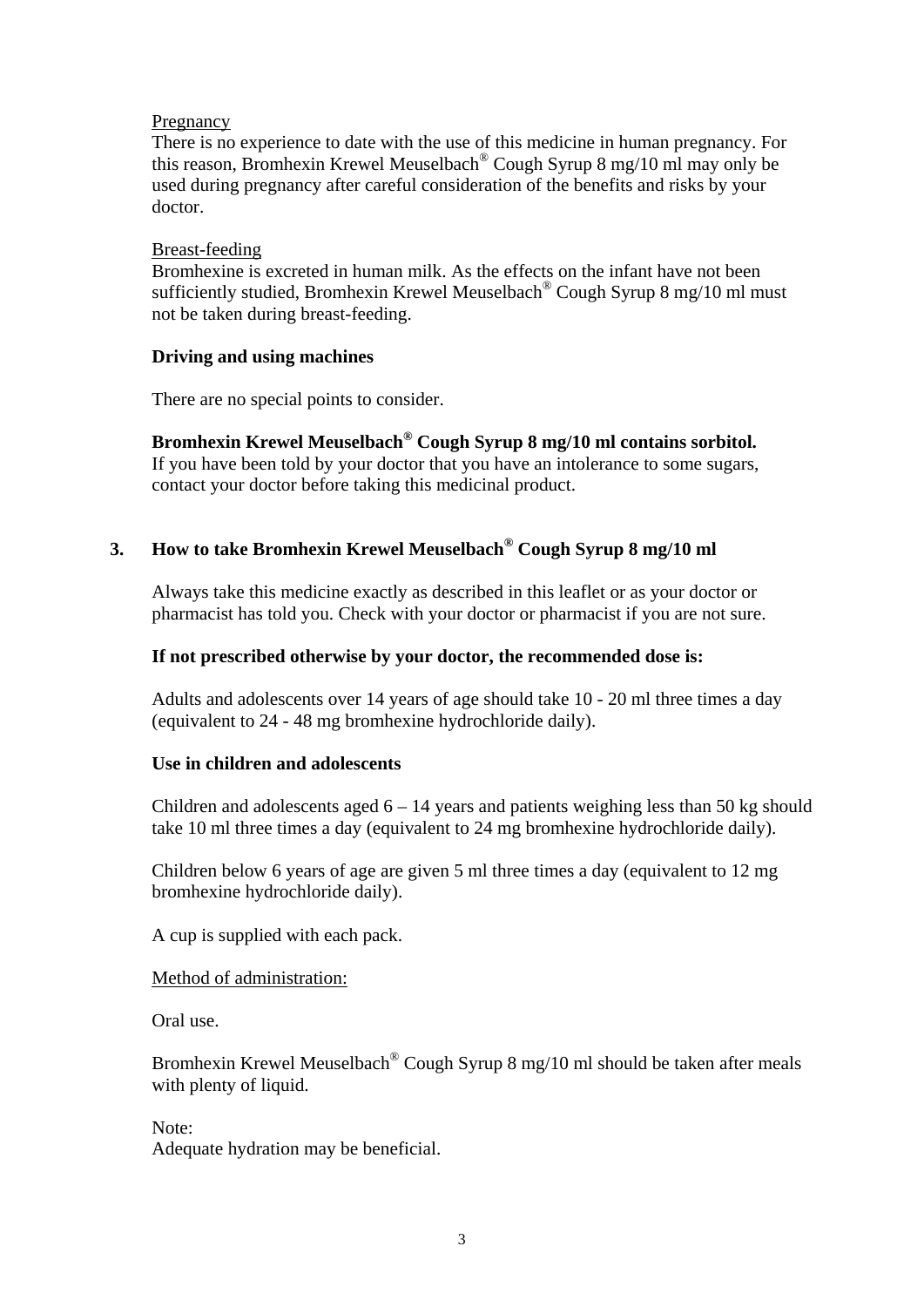Pregnancy

There is no experience to date with the use of this medicine in human pregnancy. For this reason, Bromhexin Krewel Meuselbach® Cough Syrup 8 mg/10 ml may only be used during pregnancy after careful consideration of the benefits and risks by your doctor.

Breast-feeding

Bromhexine is excreted in human milk. As the effects on the infant have not been sufficiently studied, Bromhexin Krewel Meuselbach® Cough Syrup 8 mg/10 ml must not be taken during breast-feeding.

**Driving and using machines**

There are no special points to consider.

**Bromhexin Krewel Meuselbach® Cough Syrup 8 mg/10 ml contains sorbitol.**
If you have been told by your doctor that you have an intolerance to some sugars, contact your doctor before taking this medicinal product.

## 3. How to take Bromhexin Krewel Meuselbach® Cough Syrup 8 mg/10 ml

Always take this medicine exactly as described in this leaflet or as your doctor or pharmacist has told you. Check with your doctor or pharmacist if you are not sure.

**If not prescribed otherwise by your doctor, the recommended dose is:**

Adults and adolescents over 14 years of age should take 10 - 20 ml three times a day (equivalent to 24 - 48 mg bromhexine hydrochloride daily).

**Use in children and adolescents**

Children and adolescents aged 6 – 14 years and patients weighing less than 50 kg should take 10 ml three times a day (equivalent to 24 mg bromhexine hydrochloride daily).

Children below 6 years of age are given 5 ml three times a day (equivalent to 12 mg bromhexine hydrochloride daily).

A cup is supplied with each pack.

Method of administration:

Oral use.

Bromhexin Krewel Meuselbach® Cough Syrup 8 mg/10 ml should be taken after meals with plenty of liquid.

Note:
Adequate hydration may be beneficial.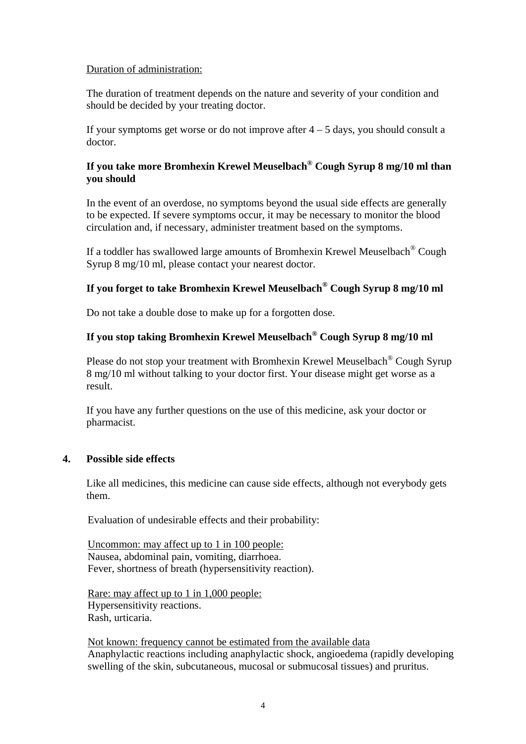Duration of administration:

The duration of treatment depends on the nature and severity of your condition and should be decided by your treating doctor.

If your symptoms get worse or do not improve after 4 – 5 days, you should consult a doctor.

**If you take more Bromhexin Krewel Meuselbach® Cough Syrup 8 mg/10 ml than you should**

In the event of an overdose, no symptoms beyond the usual side effects are generally to be expected. If severe symptoms occur, it may be necessary to monitor the blood circulation and, if necessary, administer treatment based on the symptoms.

If a toddler has swallowed large amounts of Bromhexin Krewel Meuselbach® Cough Syrup 8 mg/10 ml, please contact your nearest doctor.

**If you forget to take Bromhexin Krewel Meuselbach® Cough Syrup 8 mg/10 ml**

Do not take a double dose to make up for a forgotten dose.

**If you stop taking Bromhexin Krewel Meuselbach® Cough Syrup 8 mg/10 ml**

Please do not stop your treatment with Bromhexin Krewel Meuselbach® Cough Syrup 8 mg/10 ml without talking to your doctor first. Your disease might get worse as a result.

If you have any further questions on the use of this medicine, ask your doctor or pharmacist.

## 4. Possible side effects

Like all medicines, this medicine can cause side effects, although not everybody gets them.

Evaluation of undesirable effects and their probability:

Uncommon: may affect up to 1 in 100 people:
Nausea, abdominal pain, vomiting, diarrhoea.
Fever, shortness of breath (hypersensitivity reaction).

Rare: may affect up to 1 in 1,000 people:
Hypersensitivity reactions.
Rash, urticaria.

Not known: frequency cannot be estimated from the available data
Anaphylactic reactions including anaphylactic shock, angioedema (rapidly developing swelling of the skin, subcutaneous, mucosal or submucosal tissues) and pruritus.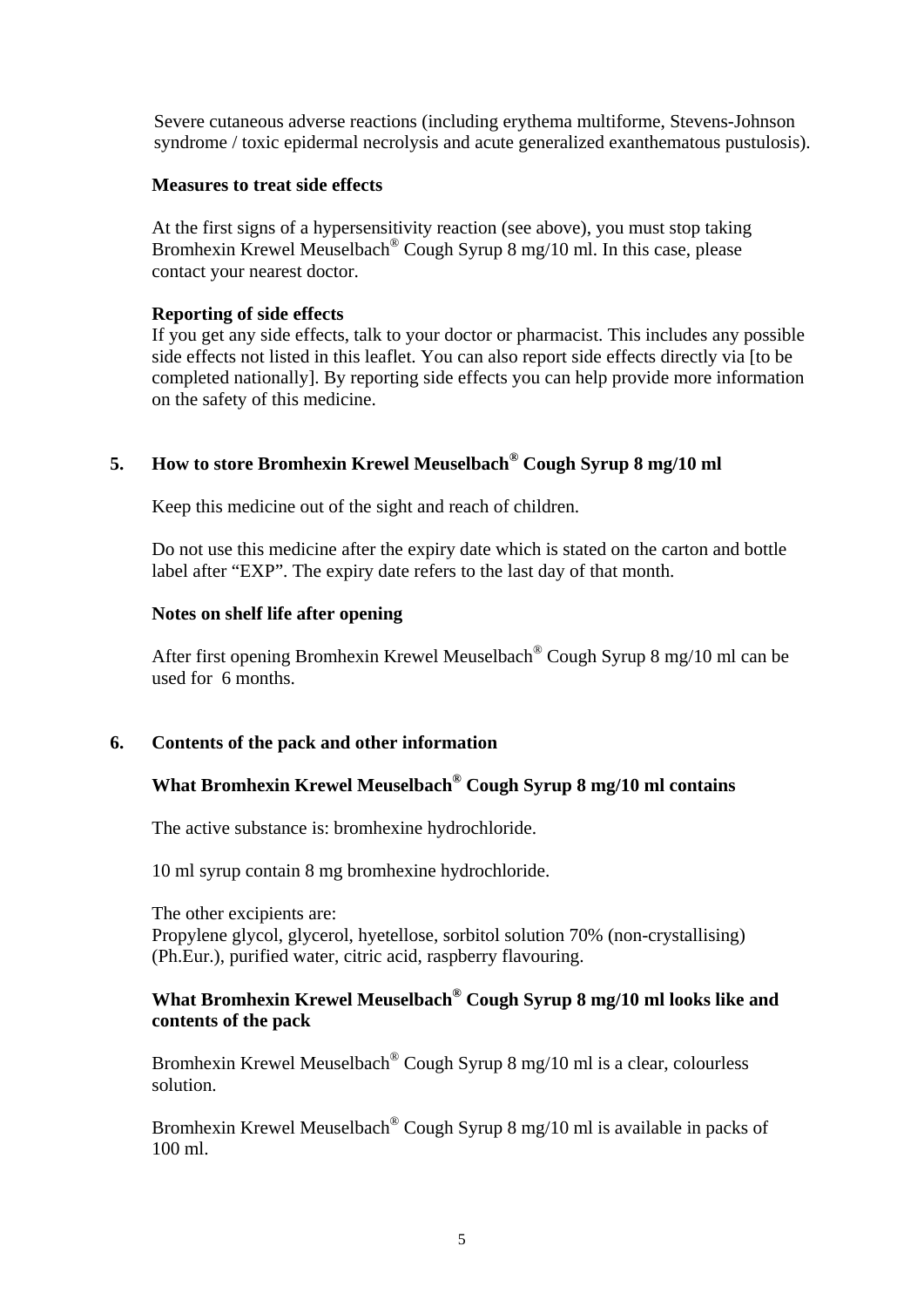Severe cutaneous adverse reactions (including erythema multiforme, Stevens-Johnson syndrome / toxic epidermal necrolysis and acute generalized exanthematous pustulosis).

**Measures to treat side effects**

At the first signs of a hypersensitivity reaction (see above), you must stop taking Bromhexin Krewel Meuselbach® Cough Syrup 8 mg/10 ml. In this case, please contact your nearest doctor.

**Reporting of side effects**

If you get any side effects, talk to your doctor or pharmacist. This includes any possible side effects not listed in this leaflet. You can also report side effects directly via [to be completed nationally]. By reporting side effects you can help provide more information on the safety of this medicine.

## 5. How to store Bromhexin Krewel Meuselbach® Cough Syrup 8 mg/10 ml

Keep this medicine out of the sight and reach of children.

Do not use this medicine after the expiry date which is stated on the carton and bottle label after "EXP". The expiry date refers to the last day of that month.

**Notes on shelf life after opening**

After first opening Bromhexin Krewel Meuselbach® Cough Syrup 8 mg/10 ml can be used for 6 months.

## 6. Contents of the pack and other information

### What Bromhexin Krewel Meuselbach® Cough Syrup 8 mg/10 ml contains

The active substance is: bromhexine hydrochloride.

10 ml syrup contain 8 mg bromhexine hydrochloride.

The other excipients are:
Propylene glycol, glycerol, hyetellose, sorbitol solution 70% (non-crystallising) (Ph.Eur.), purified water, citric acid, raspberry flavouring.

### What Bromhexin Krewel Meuselbach® Cough Syrup 8 mg/10 ml looks like and contents of the pack

Bromhexin Krewel Meuselbach® Cough Syrup 8 mg/10 ml is a clear, colourless solution.

Bromhexin Krewel Meuselbach® Cough Syrup 8 mg/10 ml is available in packs of 100 ml.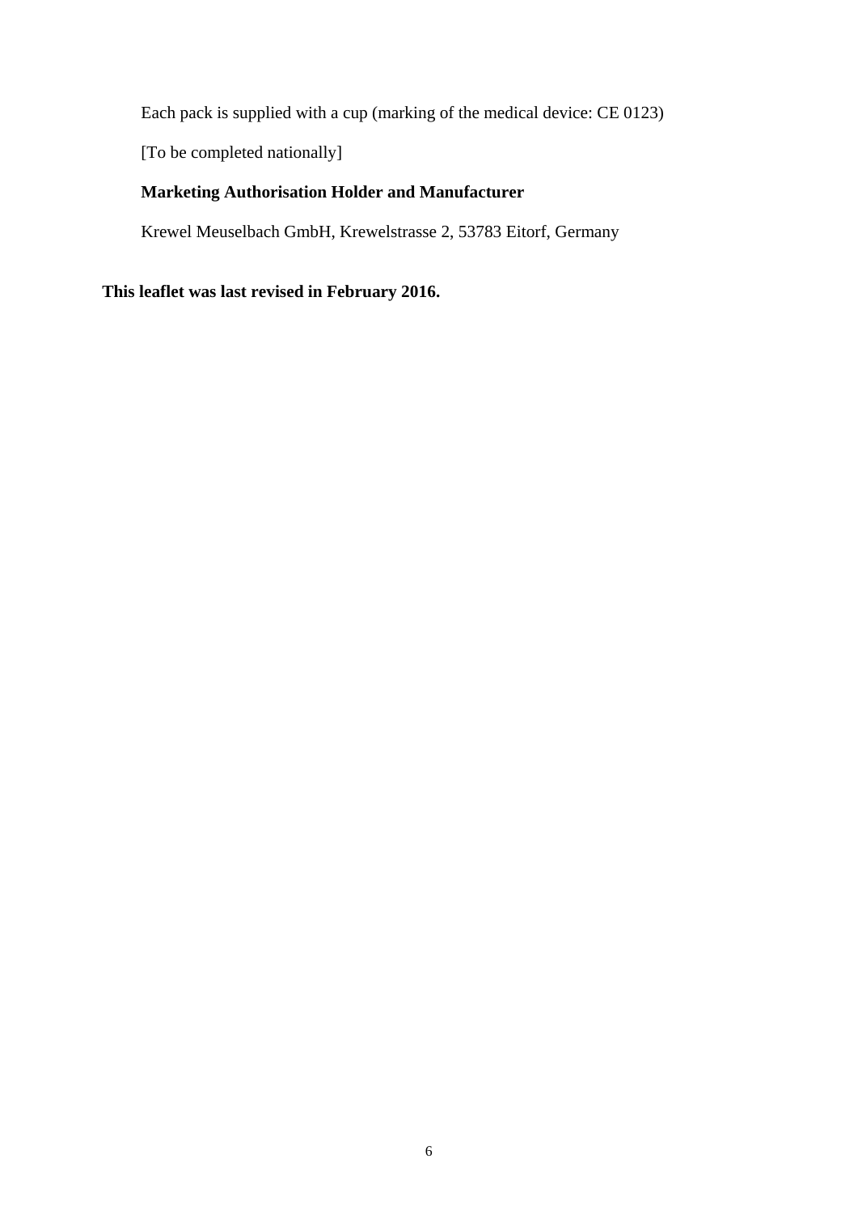Each pack is supplied with a cup (marking of the medical device: CE 0123)

[To be completed nationally]

**Marketing Authorisation Holder and Manufacturer**

Krewel Meuselbach GmbH, Krewelstrasse 2, 53783 Eitorf, Germany

**This leaflet was last revised in February 2016.**